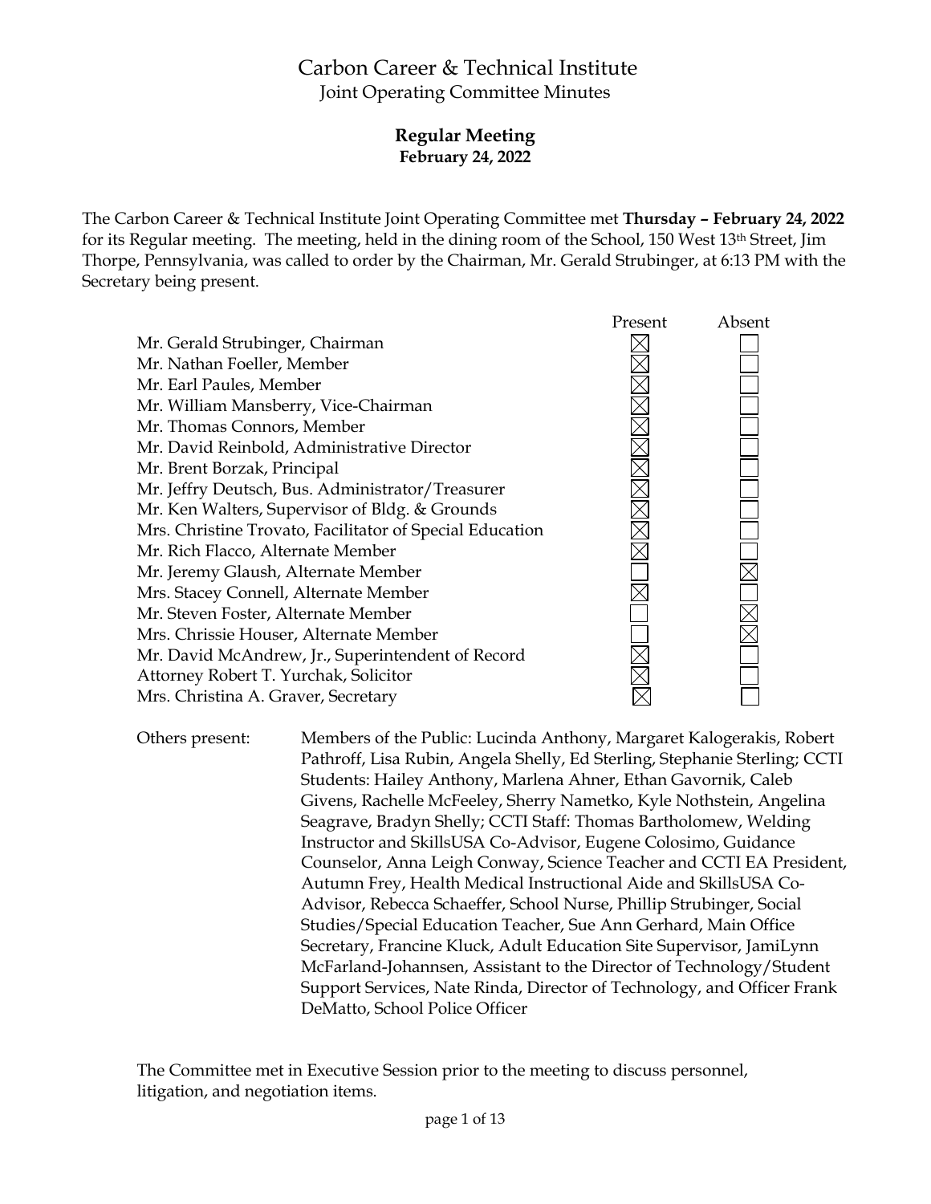# Carbon Career & Technical Institute

Joint Operating Committee Minutes

## Regular Meeting

**February 24, 2022**

The Carbon Career & Technical Institute Joint Operating Committee met **Thursday – February 24, 2022** for its Regular meeting. The meeting, held in the dining room of the School, 150 West 13th Street, Jim Thorpe, Pennsylvania, was called to order by the Chairman, Mr. Gerald Strubinger, at 6:13 PM with the Secretary being present.

| | Present | Absent |
|---|---|---|
| Mr. Gerald Strubinger, Chairman | ☒ | ☐ |
| Mr. Nathan Foeller, Member | ☒ | ☐ |
| Mr. Earl Paules, Member | ☒ | ☐ |
| Mr. William Mansberry, Vice-Chairman | ☒ | ☐ |
| Mr. Thomas Connors, Member | ☒ | ☐ |
| Mr. David Reinbold, Administrative Director | ☒ | ☐ |
| Mr. Brent Borzak, Principal | ☒ | ☐ |
| Mr. Jeffry Deutsch, Bus. Administrator/Treasurer | ☒ | ☐ |
| Mr. Ken Walters, Supervisor of Bldg. & Grounds | ☒ | ☐ |
| Mrs. Christine Trovato, Facilitator of Special Education | ☒ | ☐ |
| Mr. Rich Flacco, Alternate Member | ☒ | ☐ |
| Mr. Jeremy Glaush, Alternate Member | ☐ | ☒ |
| Mrs. Stacey Connell, Alternate Member | ☒ | ☐ |
| Mr. Steven Foster, Alternate Member | ☐ | ☒ |
| Mrs. Chrissie Houser, Alternate Member | ☐ | ☒ |
| Mr. David McAndrew, Jr., Superintendent of Record | ☒ | ☐ |
| Attorney Robert T. Yurchak, Solicitor | ☒ | ☐ |
| Mrs. Christina A. Graver, Secretary | ☒ | ☐ |

Others present: Members of the Public: Lucinda Anthony, Margaret Kalogerakis, Robert Pathroff, Lisa Rubin, Angela Shelly, Ed Sterling, Stephanie Sterling; CCTI Students: Hailey Anthony, Marlena Ahner, Ethan Gavornik, Caleb Givens, Rachelle McFeeley, Sherry Nametko, Kyle Nothstein, Angelina Seagrave, Bradyn Shelly; CCTI Staff: Thomas Bartholomew, Welding Instructor and SkillsUSA Co-Advisor, Eugene Colosimo, Guidance Counselor, Anna Leigh Conway, Science Teacher and CCTI EA President, Autumn Frey, Health Medical Instructional Aide and SkillsUSA Co-Advisor, Rebecca Schaeffer, School Nurse, Phillip Strubinger, Social Studies/Special Education Teacher, Sue Ann Gerhard, Main Office Secretary, Francine Kluck, Adult Education Site Supervisor, JamiLynn McFarland-Johannsen, Assistant to the Director of Technology/Student Support Services, Nate Rinda, Director of Technology, and Officer Frank DeMatto, School Police Officer

The Committee met in Executive Session prior to the meeting to discuss personnel, litigation, and negotiation items.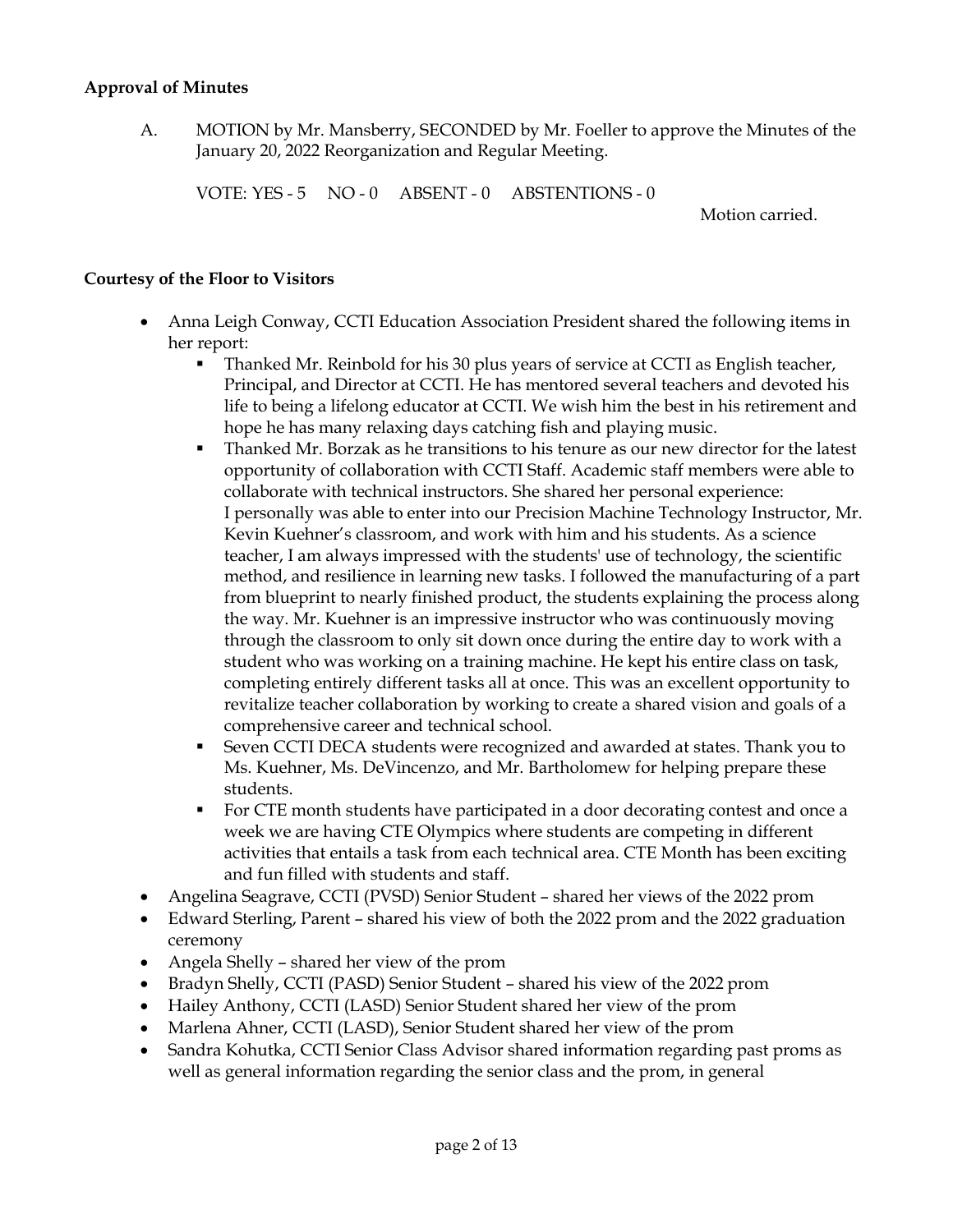**Approval of Minutes**

A. MOTION by Mr. Mansberry, SECONDED by Mr. Foeller to approve the Minutes of the January 20, 2022 Reorganization and Regular Meeting.

VOTE: YES - 5 NO - 0 ABSENT - 0 ABSTENTIONS - 0

Motion carried.

**Courtesy of the Floor to Visitors**

- Anna Leigh Conway, CCTI Education Association President shared the following items in her report:
  - Thanked Mr. Reinbold for his 30 plus years of service at CCTI as English teacher, Principal, and Director at CCTI. He has mentored several teachers and devoted his life to being a lifelong educator at CCTI. We wish him the best in his retirement and hope he has many relaxing days catching fish and playing music.
  - Thanked Mr. Borzak as he transitions to his tenure as our new director for the latest opportunity of collaboration with CCTI Staff. Academic staff members were able to collaborate with technical instructors. She shared her personal experience: I personally was able to enter into our Precision Machine Technology Instructor, Mr. Kevin Kuehner's classroom, and work with him and his students. As a science teacher, I am always impressed with the students' use of technology, the scientific method, and resilience in learning new tasks. I followed the manufacturing of a part from blueprint to nearly finished product, the students explaining the process along the way. Mr. Kuehner is an impressive instructor who was continuously moving through the classroom to only sit down once during the entire day to work with a student who was working on a training machine. He kept his entire class on task, completing entirely different tasks all at once. This was an excellent opportunity to revitalize teacher collaboration by working to create a shared vision and goals of a comprehensive career and technical school.
  - Seven CCTI DECA students were recognized and awarded at states. Thank you to Ms. Kuehner, Ms. DeVincenzo, and Mr. Bartholomew for helping prepare these students.
  - For CTE month students have participated in a door decorating contest and once a week we are having CTE Olympics where students are competing in different activities that entails a task from each technical area. CTE Month has been exciting and fun filled with students and staff.
- Angelina Seagrave, CCTI (PVSD) Senior Student – shared her views of the 2022 prom
- Edward Sterling, Parent – shared his view of both the 2022 prom and the 2022 graduation ceremony
- Angela Shelly – shared her view of the prom
- Bradyn Shelly, CCTI (PASD) Senior Student – shared his view of the 2022 prom
- Hailey Anthony, CCTI (LASD) Senior Student shared her view of the prom
- Marlena Ahner, CCTI (LASD), Senior Student shared her view of the prom
- Sandra Kohutka, CCTI Senior Class Advisor shared information regarding past proms as well as general information regarding the senior class and the prom, in general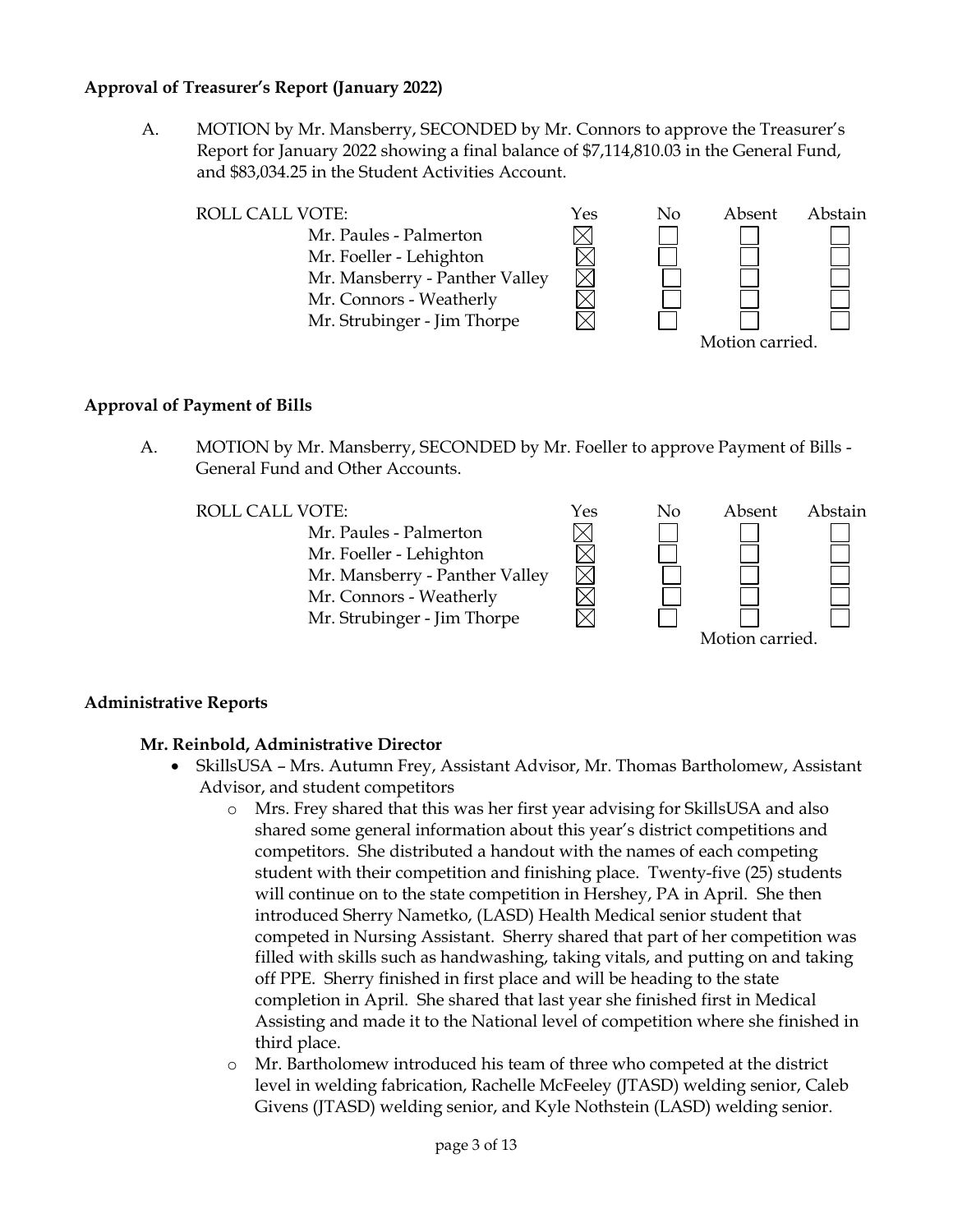**Approval of Treasurer's Report (January 2022)**

A. MOTION by Mr. Mansberry, SECONDED by Mr. Connors to approve the Treasurer's Report for January 2022 showing a final balance of $7,114,810.03 in the General Fund, and $83,034.25 in the Student Activities Account.

| ROLL CALL VOTE: | Yes | No | Absent | Abstain |
|---|---|---|---|---|
| Mr. Paules - Palmerton | ☒ | ☐ | ☐ | ☐ |
| Mr. Foeller - Lehighton | ☒ | ☐ | ☐ | ☐ |
| Mr. Mansberry - Panther Valley | ☒ | ☐ | ☐ | ☐ |
| Mr. Connors - Weatherly | ☒ | ☐ | ☐ | ☐ |
| Mr. Strubinger - Jim Thorpe | ☒ | ☐ | ☐ | ☐ |

Motion carried.

**Approval of Payment of Bills**

A. MOTION by Mr. Mansberry, SECONDED by Mr. Foeller to approve Payment of Bills - General Fund and Other Accounts.

| ROLL CALL VOTE: | Yes | No | Absent | Abstain |
|---|---|---|---|---|
| Mr. Paules - Palmerton | ☒ | ☐ | ☐ | ☐ |
| Mr. Foeller - Lehighton | ☒ | ☐ | ☐ | ☐ |
| Mr. Mansberry - Panther Valley | ☒ | ☐ | ☐ | ☐ |
| Mr. Connors - Weatherly | ☒ | ☐ | ☐ | ☐ |
| Mr. Strubinger - Jim Thorpe | ☒ | ☐ | ☐ | ☐ |

Motion carried.

**Administrative Reports**

**Mr. Reinbold, Administrative Director**

- SkillsUSA – Mrs. Autumn Frey, Assistant Advisor, Mr. Thomas Bartholomew, Assistant Advisor, and student competitors
  - Mrs. Frey shared that this was her first year advising for SkillsUSA and also shared some general information about this year's district competitions and competitors. She distributed a handout with the names of each competing student with their competition and finishing place. Twenty-five (25) students will continue on to the state competition in Hershey, PA in April. She then introduced Sherry Nametko, (LASD) Health Medical senior student that competed in Nursing Assistant. Sherry shared that part of her competition was filled with skills such as handwashing, taking vitals, and putting on and taking off PPE. Sherry finished in first place and will be heading to the state completion in April. She shared that last year she finished first in Medical Assisting and made it to the National level of competition where she finished in third place.
  - Mr. Bartholomew introduced his team of three who competed at the district level in welding fabrication, Rachelle McFeeley (JTASD) welding senior, Caleb Givens (JTASD) welding senior, and Kyle Nothstein (LASD) welding senior.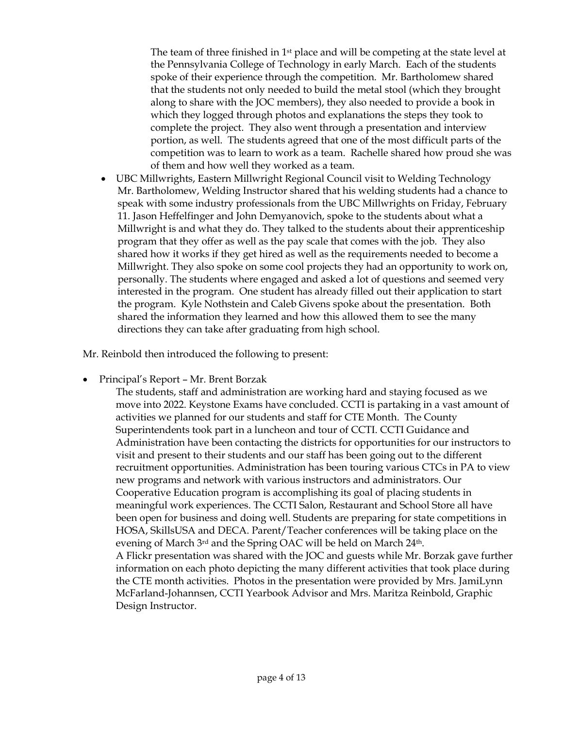The team of three finished in 1st place and will be competing at the state level at the Pennsylvania College of Technology in early March. Each of the students spoke of their experience through the competition. Mr. Bartholomew shared that the students not only needed to build the metal stool (which they brought along to share with the JOC members), they also needed to provide a book in which they logged through photos and explanations the steps they took to complete the project. They also went through a presentation and interview portion, as well. The students agreed that one of the most difficult parts of the competition was to learn to work as a team. Rachelle shared how proud she was of them and how well they worked as a team.

- UBC Millwrights, Eastern Millwright Regional Council visit to Welding Technology
  Mr. Bartholomew, Welding Instructor shared that his welding students had a chance to speak with some industry professionals from the UBC Millwrights on Friday, February 11. Jason Heffelfinger and John Demyanovich, spoke to the students about what a Millwright is and what they do. They talked to the students about their apprenticeship program that they offer as well as the pay scale that comes with the job. They also shared how it works if they get hired as well as the requirements needed to become a Millwright. They also spoke on some cool projects they had an opportunity to work on, personally. The students where engaged and asked a lot of questions and seemed very interested in the program. One student has already filled out their application to start the program. Kyle Nothstein and Caleb Givens spoke about the presentation. Both shared the information they learned and how this allowed them to see the many directions they can take after graduating from high school.

Mr. Reinbold then introduced the following to present:

- Principal's Report – Mr. Brent Borzak
  The students, staff and administration are working hard and staying focused as we move into 2022. Keystone Exams have concluded. CCTI is partaking in a vast amount of activities we planned for our students and staff for CTE Month. The County Superintendents took part in a luncheon and tour of CCTI. CCTI Guidance and Administration have been contacting the districts for opportunities for our instructors to visit and present to their students and our staff has been going out to the different recruitment opportunities. Administration has been touring various CTCs in PA to view new programs and network with various instructors and administrators. Our Cooperative Education program is accomplishing its goal of placing students in meaningful work experiences. The CCTI Salon, Restaurant and School Store all have been open for business and doing well. Students are preparing for state competitions in HOSA, SkillsUSA and DECA. Parent/Teacher conferences will be taking place on the evening of March 3rd and the Spring OAC will be held on March 24th.
  A Flickr presentation was shared with the JOC and guests while Mr. Borzak gave further information on each photo depicting the many different activities that took place during the CTE month activities. Photos in the presentation were provided by Mrs. JamiLynn McFarland-Johannsen, CCTI Yearbook Advisor and Mrs. Maritza Reinbold, Graphic Design Instructor.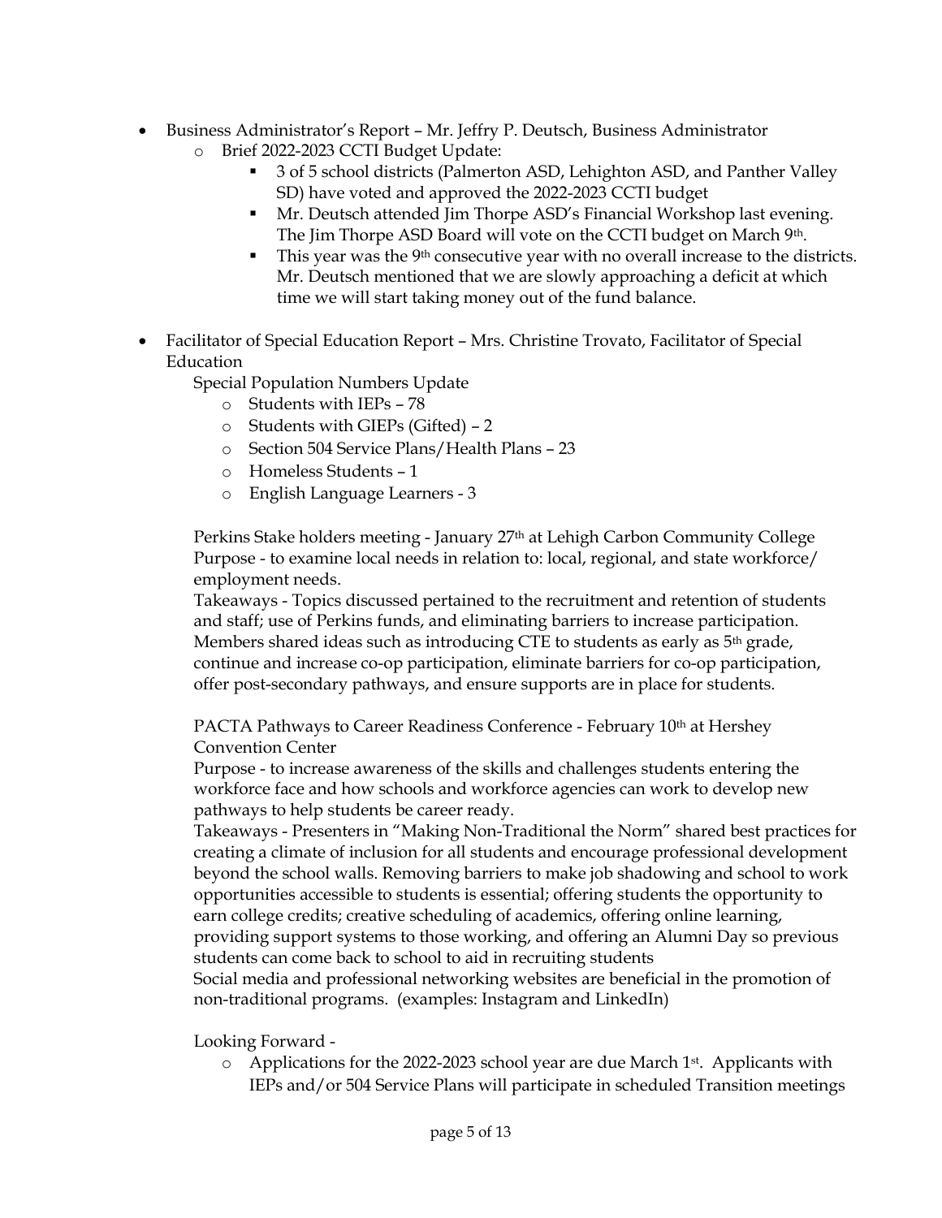- Business Administrator's Report – Mr. Jeffry P. Deutsch, Business Administrator
  - Brief 2022-2023 CCTI Budget Update:
    - 3 of 5 school districts (Palmerton ASD, Lehighton ASD, and Panther Valley SD) have voted and approved the 2022-2023 CCTI budget
    - Mr. Deutsch attended Jim Thorpe ASD's Financial Workshop last evening. The Jim Thorpe ASD Board will vote on the CCTI budget on March 9th.
    - This year was the 9th consecutive year with no overall increase to the districts. Mr. Deutsch mentioned that we are slowly approaching a deficit at which time we will start taking money out of the fund balance.

- Facilitator of Special Education Report – Mrs. Christine Trovato, Facilitator of Special Education

  Special Population Numbers Update
  - Students with IEPs – 78
  - Students with GIEPs (Gifted) – 2
  - Section 504 Service Plans/Health Plans – 23
  - Homeless Students – 1
  - English Language Learners - 3

  Perkins Stake holders meeting - January 27th at Lehigh Carbon Community College
  Purpose - to examine local needs in relation to: local, regional, and state workforce/ employment needs.
  Takeaways - Topics discussed pertained to the recruitment and retention of students and staff; use of Perkins funds, and eliminating barriers to increase participation. Members shared ideas such as introducing CTE to students as early as 5th grade, continue and increase co-op participation, eliminate barriers for co-op participation, offer post-secondary pathways, and ensure supports are in place for students.

  PACTA Pathways to Career Readiness Conference - February 10th at Hershey Convention Center
  Purpose - to increase awareness of the skills and challenges students entering the workforce face and how schools and workforce agencies can work to develop new pathways to help students be career ready.
  Takeaways - Presenters in "Making Non-Traditional the Norm" shared best practices for creating a climate of inclusion for all students and encourage professional development beyond the school walls. Removing barriers to make job shadowing and school to work opportunities accessible to students is essential; offering students the opportunity to earn college credits; creative scheduling of academics, offering online learning, providing support systems to those working, and offering an Alumni Day so previous students can come back to school to aid in recruiting students
  Social media and professional networking websites are beneficial in the promotion of non-traditional programs. (examples: Instagram and LinkedIn)

  Looking Forward -
  - Applications for the 2022-2023 school year are due March 1st. Applicants with IEPs and/or 504 Service Plans will participate in scheduled Transition meetings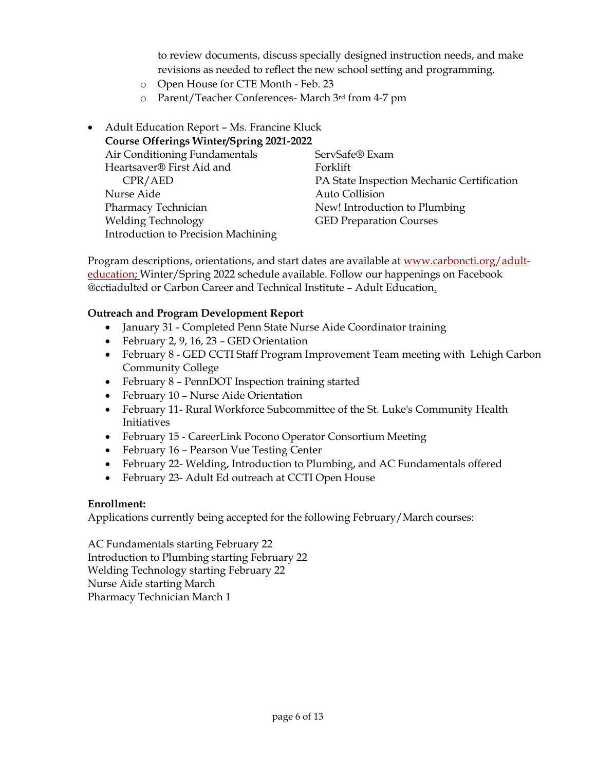to review documents, discuss specially designed instruction needs, and make revisions as needed to reflect the new school setting and programming.

- Open House for CTE Month - Feb. 23
- Parent/Teacher Conferences- March 3rd from 4-7 pm

- Adult Education Report – Ms. Francine Kluck

**Course Offerings Winter/Spring 2021-2022**

Air Conditioning Fundamentals
Heartsaver® First Aid and CPR/AED
Nurse Aide
Pharmacy Technician
Welding Technology
Introduction to Precision Machining
ServSafe® Exam
Forklift
PA State Inspection Mechanic Certification
Auto Collision
New! Introduction to Plumbing
GED Preparation Courses

Program descriptions, orientations, and start dates are available at www.carboncti.org/adult-education; Winter/Spring 2022 schedule available. Follow our happenings on Facebook @cctiadulted or Carbon Career and Technical Institute – Adult Education.

**Outreach and Program Development Report**

- January 31 - Completed Penn State Nurse Aide Coordinator training
- February 2, 9, 16, 23 – GED Orientation
- February 8 - GED CCTI Staff Program Improvement Team meeting with Lehigh Carbon Community College
- February 8 – PennDOT Inspection training started
- February 10 – Nurse Aide Orientation
- February 11- Rural Workforce Subcommittee of the St. Luke's Community Health Initiatives
- February 15 - CareerLink Pocono Operator Consortium Meeting
- February 16 – Pearson Vue Testing Center
- February 22- Welding, Introduction to Plumbing, and AC Fundamentals offered
- February 23- Adult Ed outreach at CCTI Open House

**Enrollment:**

Applications currently being accepted for the following February/March courses:

AC Fundamentals starting February 22
Introduction to Plumbing starting February 22
Welding Technology starting February 22
Nurse Aide starting March
Pharmacy Technician March 1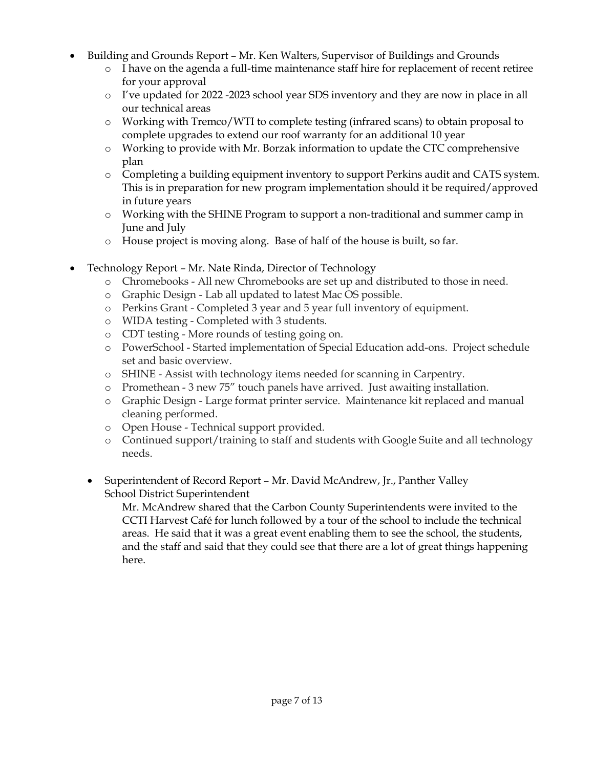- Building and Grounds Report – Mr. Ken Walters, Supervisor of Buildings and Grounds
    - I have on the agenda a full-time maintenance staff hire for replacement of recent retiree for your approval
    - I've updated for 2022 -2023 school year SDS inventory and they are now in place in all our technical areas
    - Working with Tremco/WTI to complete testing (infrared scans) to obtain proposal to complete upgrades to extend our roof warranty for an additional 10 year
    - Working to provide with Mr. Borzak information to update the CTC comprehensive plan
    - Completing a building equipment inventory to support Perkins audit and CATS system. This is in preparation for new program implementation should it be required/approved in future years
    - Working with the SHINE Program to support a non-traditional and summer camp in June and July
    - House project is moving along. Base of half of the house is built, so far.

- Technology Report – Mr. Nate Rinda, Director of Technology
    - Chromebooks - All new Chromebooks are set up and distributed to those in need.
    - Graphic Design - Lab all updated to latest Mac OS possible.
    - Perkins Grant - Completed 3 year and 5 year full inventory of equipment.
    - WIDA testing - Completed with 3 students.
    - CDT testing - More rounds of testing going on.
    - PowerSchool - Started implementation of Special Education add-ons. Project schedule set and basic overview.
    - SHINE - Assist with technology items needed for scanning in Carpentry.
    - Promethean - 3 new 75" touch panels have arrived. Just awaiting installation.
    - Graphic Design - Large format printer service. Maintenance kit replaced and manual cleaning performed.
    - Open House - Technical support provided.
    - Continued support/training to staff and students with Google Suite and all technology needs.

- Superintendent of Record Report – Mr. David McAndrew, Jr., Panther Valley School District Superintendent

  Mr. McAndrew shared that the Carbon County Superintendents were invited to the CCTI Harvest Café for lunch followed by a tour of the school to include the technical areas. He said that it was a great event enabling them to see the school, the students, and the staff and said that they could see that there are a lot of great things happening here.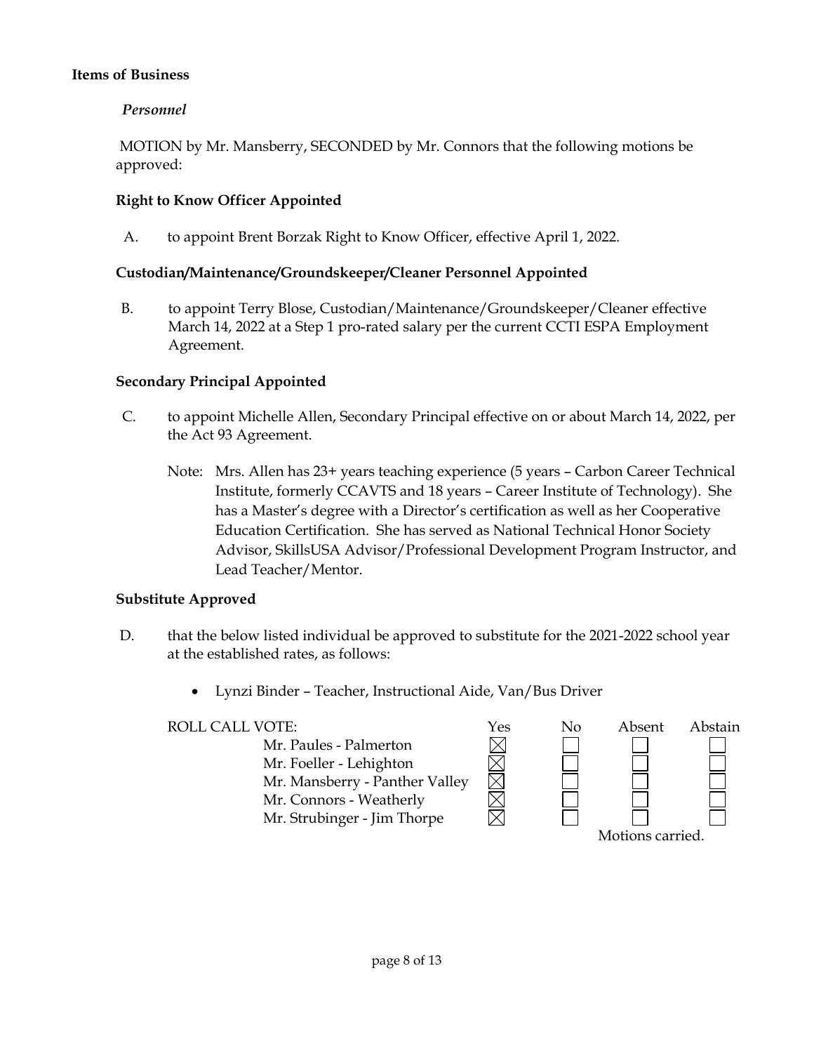**Items of Business**

*Personnel*

MOTION by Mr. Mansberry, SECONDED by Mr. Connors that the following motions be approved:

**Right to Know Officer Appointed**

A. to appoint Brent Borzak Right to Know Officer, effective April 1, 2022.

**Custodian/Maintenance/Groundskeeper/Cleaner Personnel Appointed**

B. to appoint Terry Blose, Custodian/Maintenance/Groundskeeper/Cleaner effective March 14, 2022 at a Step 1 pro-rated salary per the current CCTI ESPA Employment Agreement.

**Secondary Principal Appointed**

C. to appoint Michelle Allen, Secondary Principal effective on or about March 14, 2022, per the Act 93 Agreement.

Note: Mrs. Allen has 23+ years teaching experience (5 years – Carbon Career Technical Institute, formerly CCAVTS and 18 years – Career Institute of Technology). She has a Master's degree with a Director's certification as well as her Cooperative Education Certification. She has served as National Technical Honor Society Advisor, SkillsUSA Advisor/Professional Development Program Instructor, and Lead Teacher/Mentor.

**Substitute Approved**

D. that the below listed individual be approved to substitute for the 2021-2022 school year at the established rates, as follows:

- Lynzi Binder – Teacher, Instructional Aide, Van/Bus Driver

ROLL CALL VOTE:

| | Yes | No | Absent | Abstain |
|---|---|---|---|---|
| Mr. Paules - Palmerton | ☒ | ☐ | ☐ | ☐ |
| Mr. Foeller - Lehighton | ☒ | ☐ | ☐ | ☐ |
| Mr. Mansberry - Panther Valley | ☒ | ☐ | ☐ | ☐ |
| Mr. Connors - Weatherly | ☒ | ☐ | ☐ | ☐ |
| Mr. Strubinger - Jim Thorpe | ☒ | ☐ | ☐ | ☐ |

Motions carried.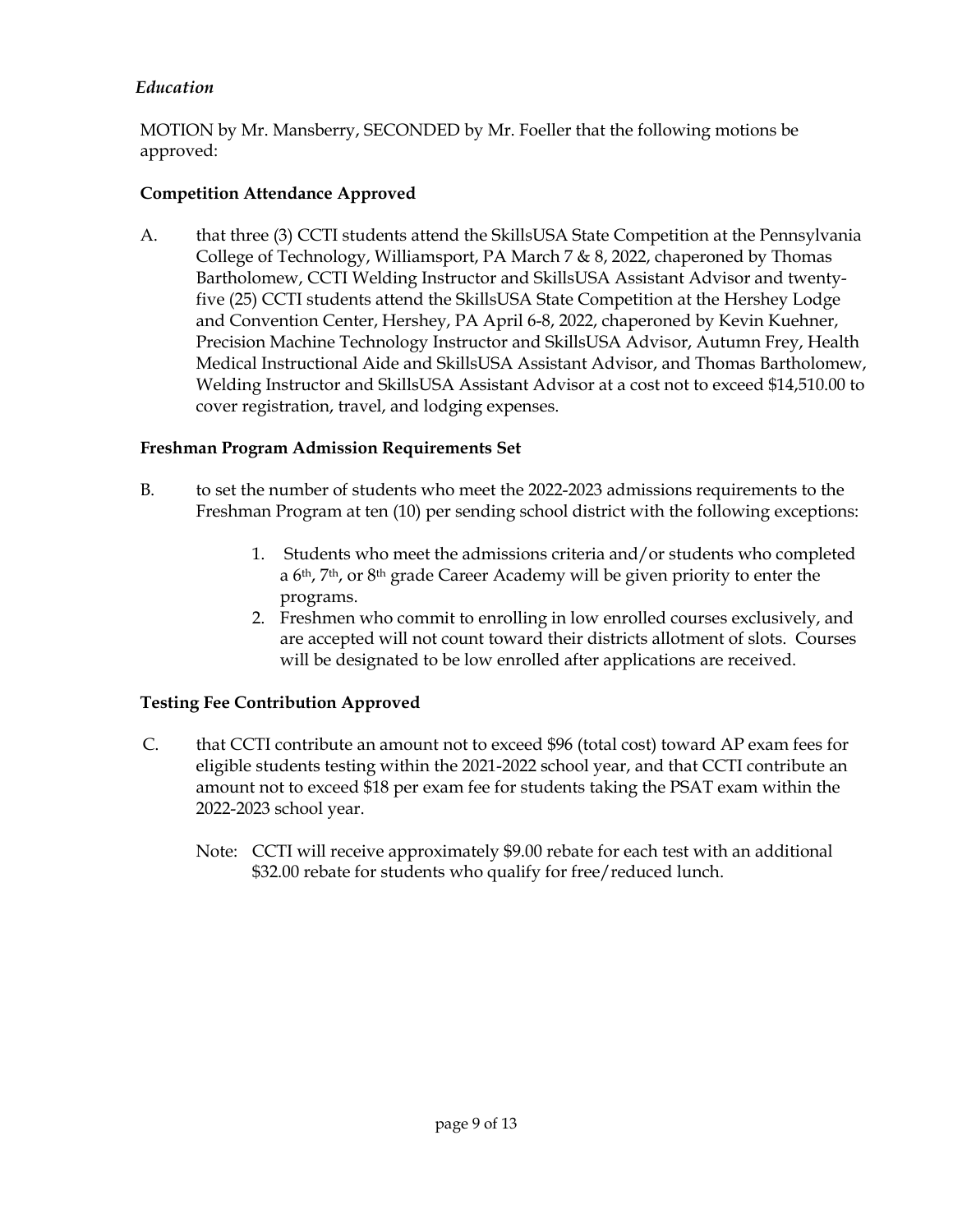*Education*

MOTION by Mr. Mansberry, SECONDED by Mr. Foeller that the following motions be approved:

**Competition Attendance Approved**

A. that three (3) CCTI students attend the SkillsUSA State Competition at the Pennsylvania College of Technology, Williamsport, PA March 7 & 8, 2022, chaperoned by Thomas Bartholomew, CCTI Welding Instructor and SkillsUSA Assistant Advisor and twenty-five (25) CCTI students attend the SkillsUSA State Competition at the Hershey Lodge and Convention Center, Hershey, PA April 6-8, 2022, chaperoned by Kevin Kuehner, Precision Machine Technology Instructor and SkillsUSA Advisor, Autumn Frey, Health Medical Instructional Aide and SkillsUSA Assistant Advisor, and Thomas Bartholomew, Welding Instructor and SkillsUSA Assistant Advisor at a cost not to exceed $14,510.00 to cover registration, travel, and lodging expenses.

**Freshman Program Admission Requirements Set**

B. to set the number of students who meet the 2022-2023 admissions requirements to the Freshman Program at ten (10) per sending school district with the following exceptions:

1. Students who meet the admissions criteria and/or students who completed a 6th, 7th, or 8th grade Career Academy will be given priority to enter the programs.
2. Freshmen who commit to enrolling in low enrolled courses exclusively, and are accepted will not count toward their districts allotment of slots. Courses will be designated to be low enrolled after applications are received.

**Testing Fee Contribution Approved**

C. that CCTI contribute an amount not to exceed $96 (total cost) toward AP exam fees for eligible students testing within the 2021-2022 school year, and that CCTI contribute an amount not to exceed $18 per exam fee for students taking the PSAT exam within the 2022-2023 school year.

Note: CCTI will receive approximately $9.00 rebate for each test with an additional $32.00 rebate for students who qualify for free/reduced lunch.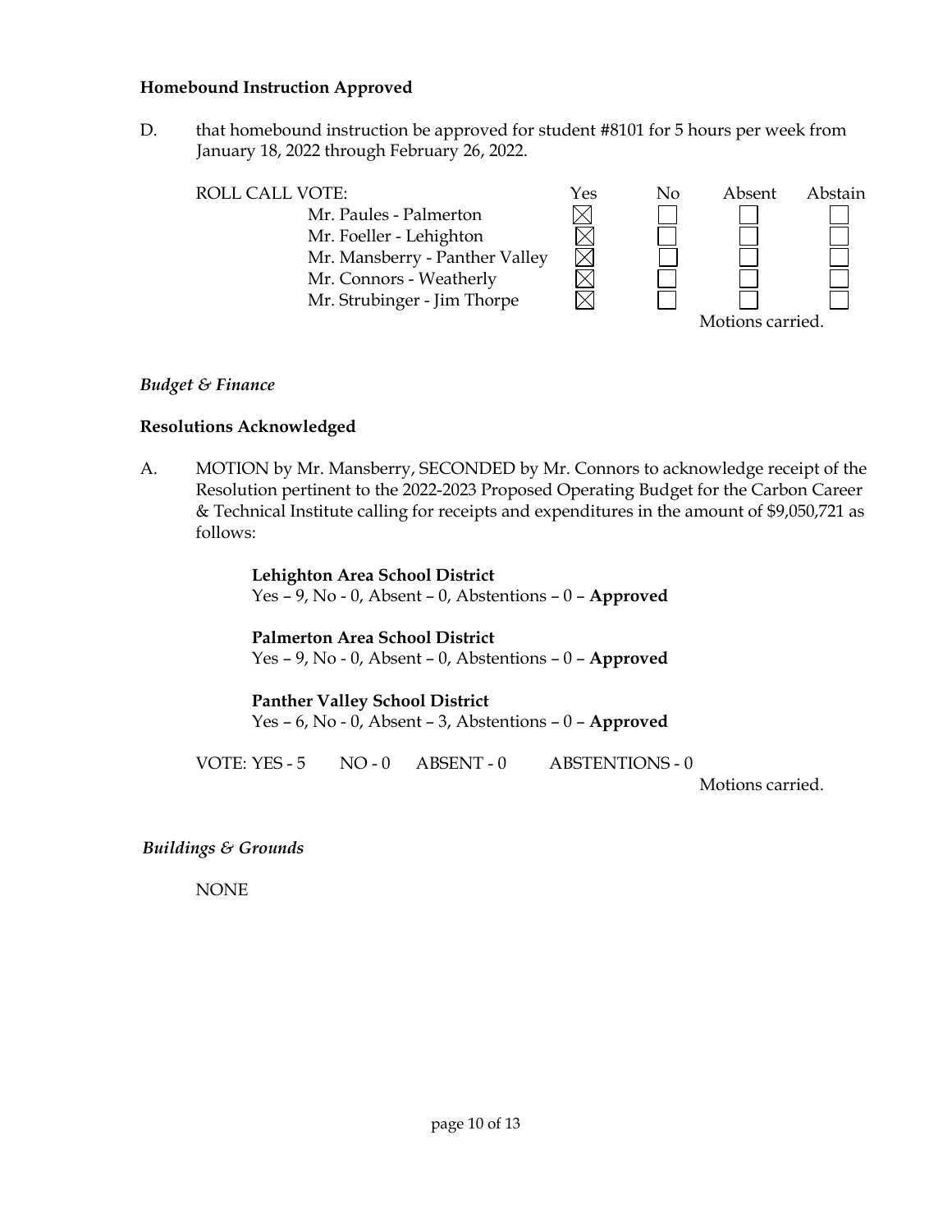**Homebound Instruction Approved**

D. that homebound instruction be approved for student #8101 for 5 hours per week from January 18, 2022 through February 26, 2022.

| ROLL CALL VOTE: | Yes | No | Absent | Abstain |
|---|---|---|---|---|
| Mr. Paules - Palmerton | ☒ | ☐ | ☐ | ☐ |
| Mr. Foeller - Lehighton | ☒ | ☐ | ☐ | ☐ |
| Mr. Mansberry - Panther Valley | ☒ | ☐ | ☐ | ☐ |
| Mr. Connors - Weatherly | ☒ | ☐ | ☐ | ☐ |
| Mr. Strubinger - Jim Thorpe | ☒ | ☐ | ☐ | ☐ |

Motions carried.

*Budget & Finance*

**Resolutions Acknowledged**

A. MOTION by Mr. Mansberry, SECONDED by Mr. Connors to acknowledge receipt of the Resolution pertinent to the 2022-2023 Proposed Operating Budget for the Carbon Career & Technical Institute calling for receipts and expenditures in the amount of $9,050,721 as follows:

**Lehighton Area School District**
Yes – 9, No - 0, Absent – 0, Abstentions – 0 – **Approved**

**Palmerton Area School District**
Yes – 9, No - 0, Absent – 0, Abstentions – 0 – **Approved**

**Panther Valley School District**
Yes – 6, No - 0, Absent – 3, Abstentions – 0 – **Approved**

VOTE: YES - 5 NO - 0 ABSENT - 0 ABSTENTIONS - 0

Motions carried.

*Buildings & Grounds*

NONE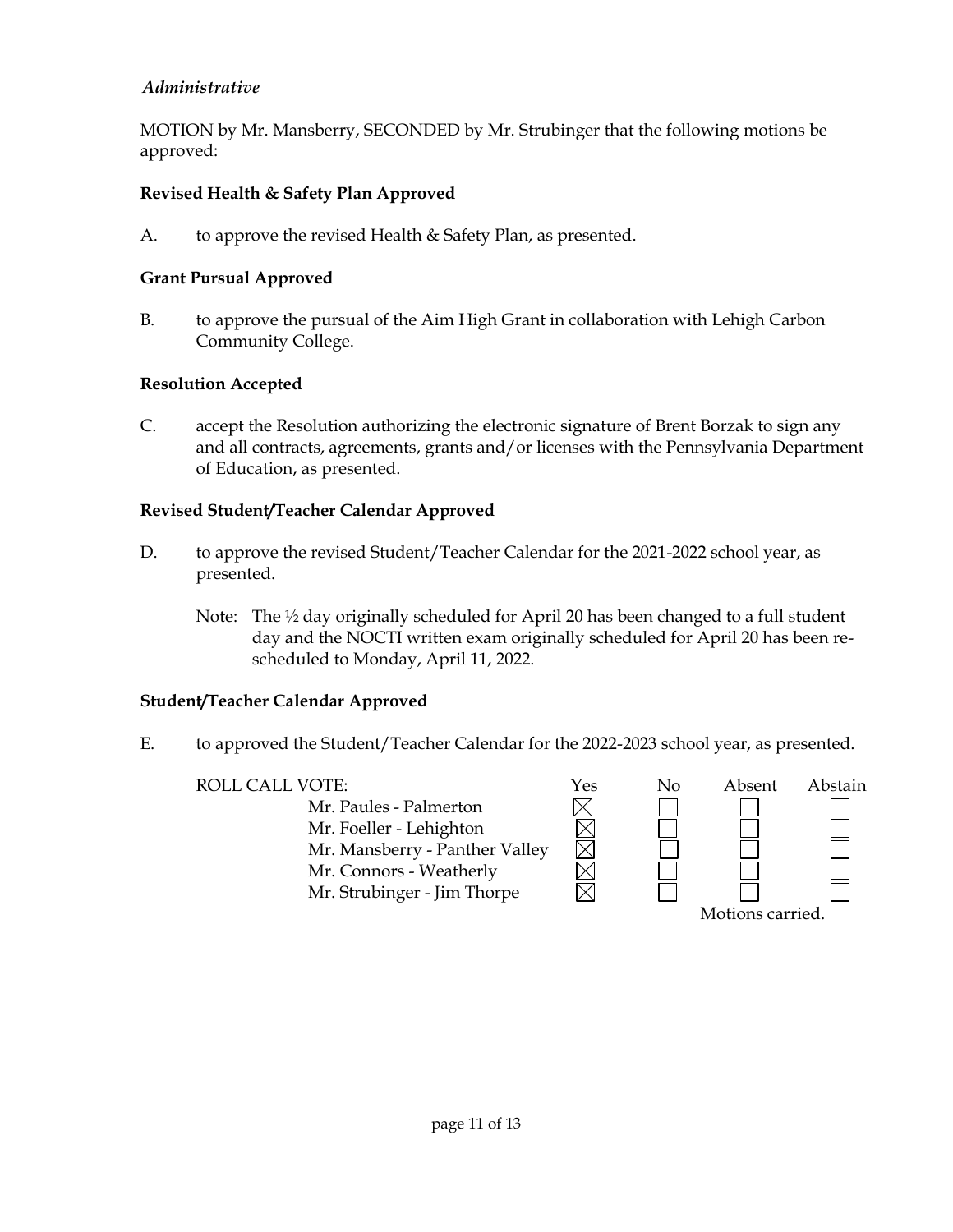*Administrative*

MOTION by Mr. Mansberry, SECONDED by Mr. Strubinger that the following motions be approved:

**Revised Health & Safety Plan Approved**

A. to approve the revised Health & Safety Plan, as presented.

**Grant Pursual Approved**

B. to approve the pursual of the Aim High Grant in collaboration with Lehigh Carbon Community College.

**Resolution Accepted**

C. accept the Resolution authorizing the electronic signature of Brent Borzak to sign any and all contracts, agreements, grants and/or licenses with the Pennsylvania Department of Education, as presented.

**Revised Student/Teacher Calendar Approved**

D. to approve the revised Student/Teacher Calendar for the 2021-2022 school year, as presented.

Note: The ½ day originally scheduled for April 20 has been changed to a full student day and the NOCTI written exam originally scheduled for April 20 has been re-scheduled to Monday, April 11, 2022.

**Student/Teacher Calendar Approved**

E. to approved the Student/Teacher Calendar for the 2022-2023 school year, as presented.

| ROLL CALL VOTE: | Yes | No | Absent | Abstain |
|---|---|---|---|---|
| Mr. Paules - Palmerton | ☒ | ☐ | ☐ | ☐ |
| Mr. Foeller - Lehighton | ☒ | ☐ | ☐ | ☐ |
| Mr. Mansberry - Panther Valley | ☒ | ☐ | ☐ | ☐ |
| Mr. Connors - Weatherly | ☒ | ☐ | ☐ | ☐ |
| Mr. Strubinger - Jim Thorpe | ☒ | ☐ | ☐ | ☐ |

Motions carried.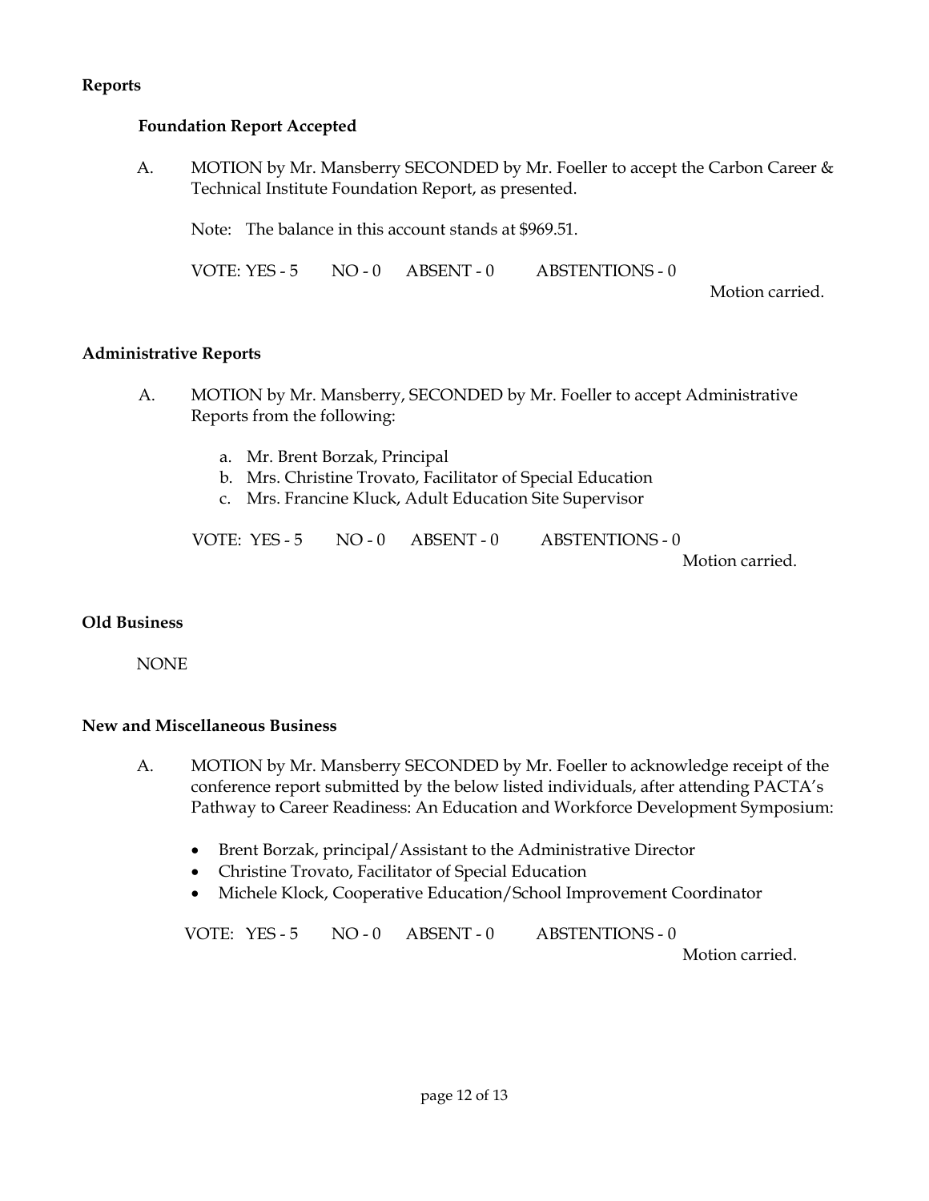**Reports**

**Foundation Report Accepted**

A. MOTION by Mr. Mansberry SECONDED by Mr. Foeller to accept the Carbon Career & Technical Institute Foundation Report, as presented.

Note: The balance in this account stands at $969.51.

VOTE: YES - 5 NO - 0 ABSENT - 0 ABSTENTIONS - 0

Motion carried.

**Administrative Reports**

A. MOTION by Mr. Mansberry, SECONDED by Mr. Foeller to accept Administrative Reports from the following:

a. Mr. Brent Borzak, Principal
b. Mrs. Christine Trovato, Facilitator of Special Education
c. Mrs. Francine Kluck, Adult Education Site Supervisor

VOTE: YES - 5 NO - 0 ABSENT - 0 ABSTENTIONS - 0

Motion carried.

**Old Business**

NONE

**New and Miscellaneous Business**

A. MOTION by Mr. Mansberry SECONDED by Mr. Foeller to acknowledge receipt of the conference report submitted by the below listed individuals, after attending PACTA's Pathway to Career Readiness: An Education and Workforce Development Symposium:

- Brent Borzak, principal/Assistant to the Administrative Director
- Christine Trovato, Facilitator of Special Education
- Michele Klock, Cooperative Education/School Improvement Coordinator

VOTE: YES - 5 NO - 0 ABSENT - 0 ABSTENTIONS - 0

Motion carried.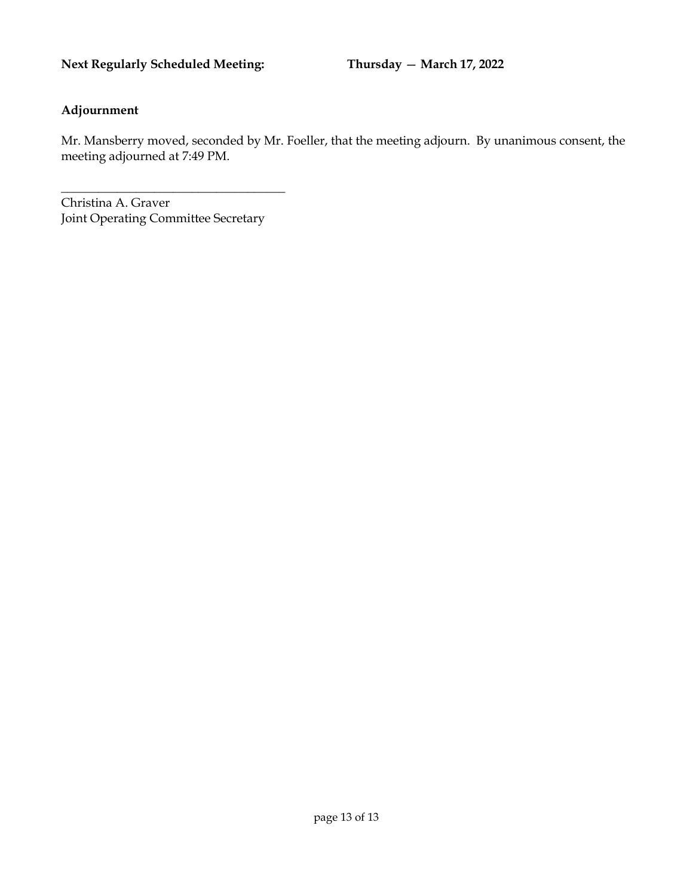**Next Regularly Scheduled Meeting:** **Thursday — March 17, 2022**

**Adjournment**

Mr. Mansberry moved, seconded by Mr. Foeller, that the meeting adjourn. By unanimous consent, the meeting adjourned at 7:49 PM.

\_\_\_\_\_\_\_\_\_\_\_\_\_\_\_\_\_\_\_\_\_\_\_\_\_\_\_\_\_\_\_\_\_\_\_\_\_\_

Christina A. Graver
Joint Operating Committee Secretary